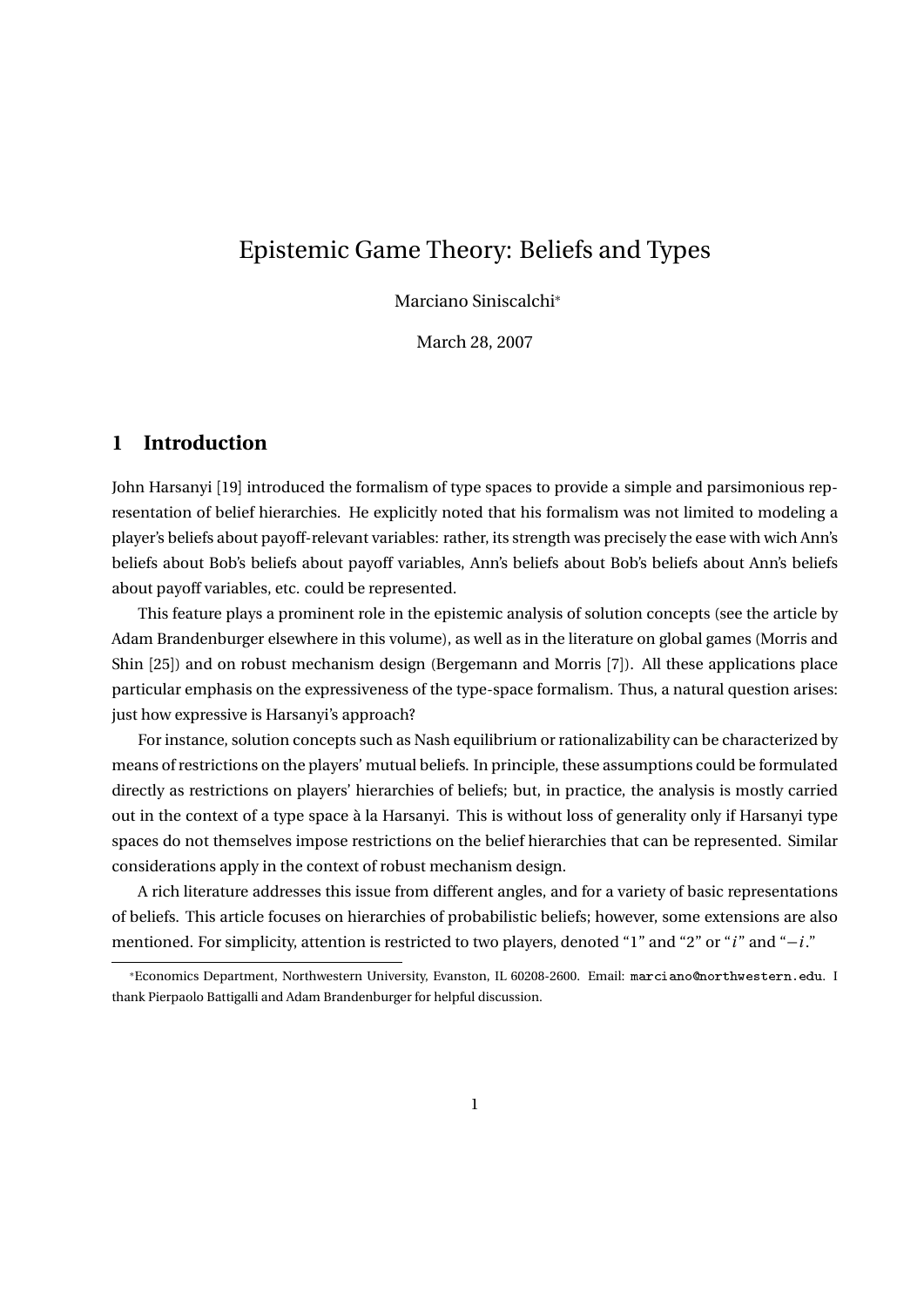# Epistemic Game Theory: Beliefs and Types

Marciano Siniscalchi*

March 28, 2007

## 1 Introduction

John Harsanyi [19] introduced the formalism of type spaces to provide a simple and parsimonious representation of belief hierarchies. He explicitly noted that his formalism was not limited to modeling a player's beliefs about payoff-relevant variables: rather, its strength was precisely the ease with wich Ann's beliefs about Bob's beliefs about payoff variables, Ann's beliefs about Bob's beliefs about Ann's beliefs about payoff variables, etc. could be represented.

This feature plays a prominent role in the epistemic analysis of solution concepts (see the article by Adam Brandenburger elsewhere in this volume), as well as in the literature on global games (Morris and Shin [25]) and on robust mechanism design (Bergemann and Morris [7]). All these applications place particular emphasis on the expressiveness of the type-space formalism. Thus, a natural question arises: just how expressive is Harsanyi's approach?

For instance, solution concepts such as Nash equilibrium or rationalizability can be characterized by means of restrictions on the players' mutual beliefs. In principle, these assumptions could be formulated directly as restrictions on players' hierarchies of beliefs; but, in practice, the analysis is mostly carried out in the context of a type space à la Harsanyi. This is without loss of generality only if Harsanyi type spaces do not themselves impose restrictions on the belief hierarchies that can be represented. Similar considerations apply in the context of robust mechanism design.

A rich literature addresses this issue from different angles, and for a variety of basic representations of beliefs. This article focuses on hierarchies of probabilistic beliefs; however, some extensions are also mentioned. For simplicity, attention is restricted to two players, denoted "1" and "2" or "$i$" and "$-i$."

*Economics Department, Northwestern University, Evanston, IL 60208-2600. Email: marciano@northwestern.edu. I thank Pierpaolo Battigalli and Adam Brandenburger for helpful discussion.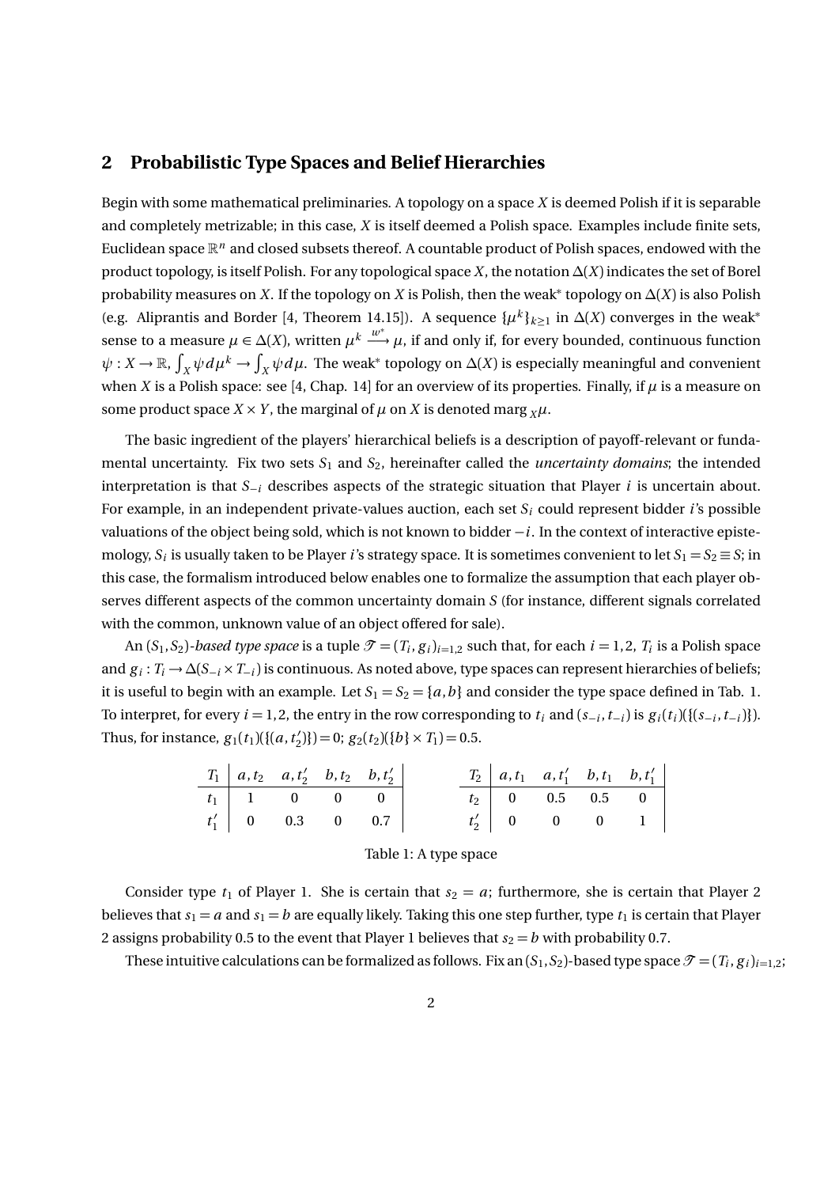## 2 Probabilistic Type Spaces and Belief Hierarchies

Begin with some mathematical preliminaries. A topology on a space $X$ is deemed Polish if it is separable and completely metrizable; in this case, $X$ is itself deemed a Polish space. Examples include finite sets, Euclidean space $\mathbb{R}^n$ and closed subsets thereof. A countable product of Polish spaces, endowed with the product topology, is itself Polish. For any topological space $X$, the notation $\Delta(X)$ indicates the set of Borel probability measures on $X$. If the topology on $X$ is Polish, then the weak* topology on $\Delta(X)$ is also Polish (e.g. Aliprantis and Border [4, Theorem 14.15]). A sequence $\{\mu^k\}_{k\geq 1}$ in $\Delta(X)$ converges in the weak* sense to a measure $\mu \in \Delta(X)$, written $\mu^k \xrightarrow{w^*} \mu$, if and only if, for every bounded, continuous function $\psi : X \to \mathbb{R}$, $\int_X \psi \, d\mu^k \to \int_X \psi \, d\mu$. The weak* topology on $\Delta(X)$ is especially meaningful and convenient when $X$ is a Polish space: see [4, Chap. 14] for an overview of its properties. Finally, if $\mu$ is a measure on some product space $X \times Y$, the marginal of $\mu$ on $X$ is denoted $\text{marg}_X \mu$.

The basic ingredient of the players' hierarchical beliefs is a description of payoff-relevant or fundamental uncertainty. Fix two sets $S_1$ and $S_2$, hereinafter called the *uncertainty domains*; the intended interpretation is that $S_{-i}$ describes aspects of the strategic situation that Player $i$ is uncertain about. For example, in an independent private-values auction, each set $S_i$ could represent bidder $i$'s possible valuations of the object being sold, which is not known to bidder $-i$. In the context of interactive epistemology, $S_i$ is usually taken to be Player $i$'s strategy space. It is sometimes convenient to let $S_1 = S_2 \equiv S$; in this case, the formalism introduced below enables one to formalize the assumption that each player observes different aspects of the common uncertainty domain $S$ (for instance, different signals correlated with the common, unknown value of an object offered for sale).

An $(S_1, S_2)$-*based type space* is a tuple $\mathscr{T} = (T_i, g_i)_{i=1,2}$ such that, for each $i = 1, 2$, $T_i$ is a Polish space and $g_i : T_i \to \Delta(S_{-i} \times T_{-i})$ is continuous. As noted above, type spaces can represent hierarchies of beliefs; it is useful to begin with an example. Let $S_1 = S_2 = \{a, b\}$ and consider the type space defined in Tab. 1. To interpret, for every $i = 1, 2$, the entry in the row corresponding to $t_i$ and $(s_{-i}, t_{-i})$ is $g_i(t_i)(\{(s_{-i}, t_{-i})\})$. Thus, for instance, $g_1(t_1)(\{(a, t_2')\}) = 0$; $g_2(t_2)(\{b\} \times T_1) = 0.5$.

| $T_1$ | $a, t_2$ | $a, t_2'$ | $b, t_2$ | $b, t_2'$ |
|---|---|---|---|---|
| $t_1$ | 1 | 0 | 0 | 0 |
| $t_1'$ | 0 | 0.3 | 0 | 0.7 |

| $T_2$ | $a, t_1$ | $a, t_1'$ | $b, t_1$ | $b, t_1'$ |
|---|---|---|---|---|
| $t_2$ | 0 | 0.5 | 0.5 | 0 |
| $t_2'$ | 0 | 0 | 0 | 1 |

Table 1: A type space

Consider type $t_1$ of Player 1. She is certain that $s_2 = a$; furthermore, she is certain that Player 2 believes that $s_1 = a$ and $s_1 = b$ are equally likely. Taking this one step further, type $t_1$ is certain that Player 2 assigns probability 0.5 to the event that Player 1 believes that $s_2 = b$ with probability 0.7.

These intuitive calculations can be formalized as follows. Fix an $(S_1, S_2)$-based type space $\mathscr{T} = (T_i, g_i)_{i=1,2}$;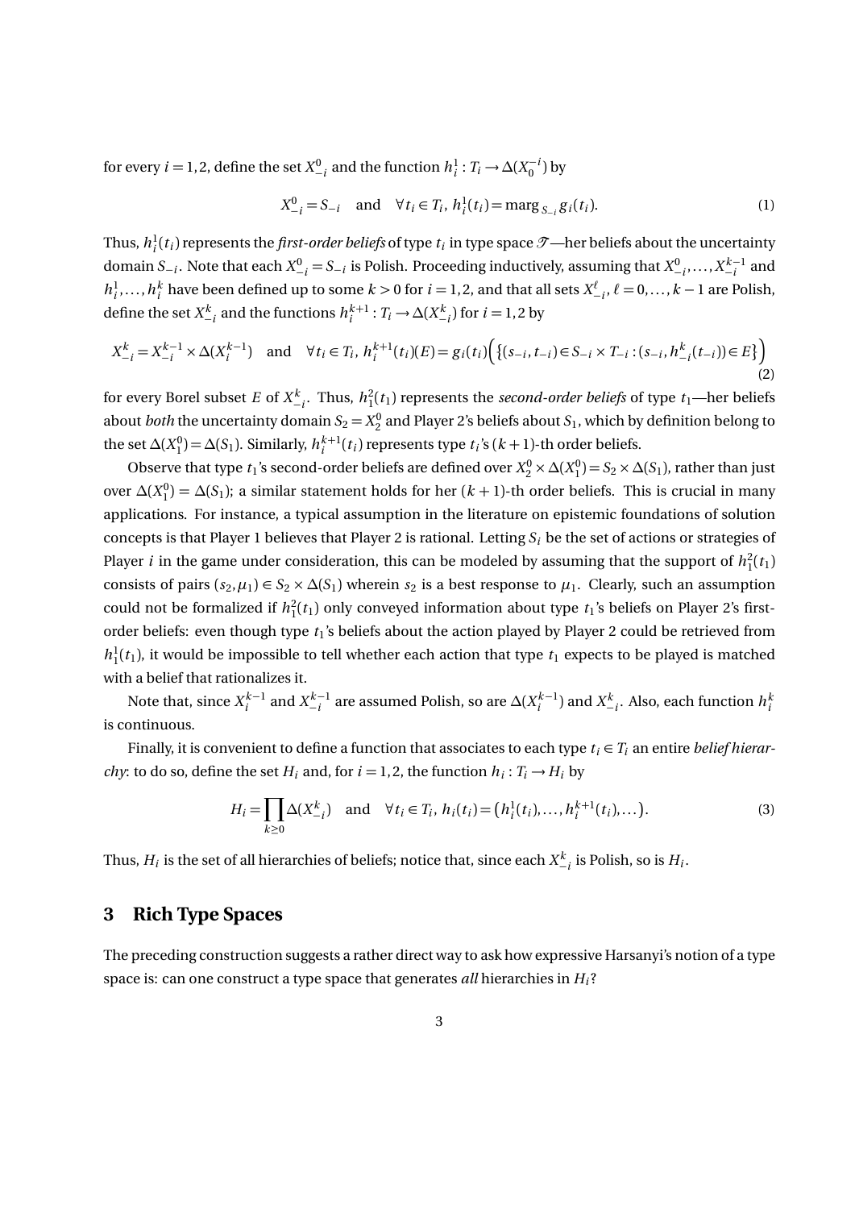for every $i = 1,2$, define the set $X^0_{-i}$ and the function $h^1_i : T_i \to \Delta(X^{-i}_0)$ by

$$X^0_{-i} = S_{-i} \quad \text{and} \quad \forall t_i \in T_i,\ h^1_i(t_i) = \operatorname{marg}_{S_{-i}} g_i(t_i). \tag{1}$$

Thus, $h^1_i(t_i)$ represents the *first-order beliefs* of type $t_i$ in type space $\mathscr{T}$—her beliefs about the uncertainty domain $S_{-i}$. Note that each $X^0_{-i} = S_{-i}$ is Polish. Proceeding inductively, assuming that $X^0_{-i}, \dots, X^{k-1}_{-i}$ and $h^1_i, \dots, h^k_i$ have been defined up to some $k > 0$ for $i = 1,2$, and that all sets $X^\ell_{-i}$, $\ell = 0, \dots, k-1$ are Polish, define the set $X^k_{-i}$ and the functions $h^{k+1}_i : T_i \to \Delta(X^k_{-i})$ for $i = 1,2$ by

$$X^k_{-i} = X^{k-1}_{-i} \times \Delta(X^{k-1}_i) \quad \text{and} \quad \forall t_i \in T_i,\ h^{k+1}_i(t_i)(E) = g_i(t_i)\Big(\{(s_{-i}, t_{-i}) \in S_{-i} \times T_{-i} : (s_{-i}, h^k_{-i}(t_{-i})) \in E\}\Big) \tag{2}$$

for every Borel subset $E$ of $X^k_{-i}$. Thus, $h^2_1(t_1)$ represents the *second-order beliefs* of type $t_1$—her beliefs about *both* the uncertainty domain $S_2 = X^0_2$ and Player 2's beliefs about $S_1$, which by definition belong to the set $\Delta(X^0_1) = \Delta(S_1)$. Similarly, $h^{k+1}_i(t_i)$ represents type $t_i$'s $(k+1)$-th order beliefs.

Observe that type $t_1$'s second-order beliefs are defined over $X^0_2 \times \Delta(X^0_1) = S_2 \times \Delta(S_1)$, rather than just over $\Delta(X^0_1) = \Delta(S_1)$; a similar statement holds for her $(k+1)$-th order beliefs. This is crucial in many applications. For instance, a typical assumption in the literature on epistemic foundations of solution concepts is that Player 1 believes that Player 2 is rational. Letting $S_i$ be the set of actions or strategies of Player $i$ in the game under consideration, this can be modeled by assuming that the support of $h^2_1(t_1)$ consists of pairs $(s_2, \mu_1) \in S_2 \times \Delta(S_1)$ wherein $s_2$ is a best response to $\mu_1$. Clearly, such an assumption could not be formalized if $h^2_1(t_1)$ only conveyed information about type $t_1$'s beliefs on Player 2's first-order beliefs: even though type $t_1$'s beliefs about the action played by Player 2 could be retrieved from $h^1_1(t_1)$, it would be impossible to tell whether each action that type $t_1$ expects to be played is matched with a belief that rationalizes it.

Note that, since $X^{k-1}_i$ and $X^{k-1}_{-i}$ are assumed Polish, so are $\Delta(X^{k-1}_i)$ and $X^k_{-i}$. Also, each function $h^k_i$ is continuous.

Finally, it is convenient to define a function that associates to each type $t_i \in T_i$ an entire *belief hierarchy*: to do so, define the set $H_i$ and, for $i = 1,2$, the function $h_i : T_i \to H_i$ by

$$H_i = \prod_{k \geq 0} \Delta(X^k_{-i}) \quad \text{and} \quad \forall t_i \in T_i,\ h_i(t_i) = \big(h^1_i(t_i), \dots, h^{k+1}_i(t_i), \dots\big). \tag{3}$$

Thus, $H_i$ is the set of all hierarchies of beliefs; notice that, since each $X^k_{-i}$ is Polish, so is $H_i$.

## 3 Rich Type Spaces

The preceding construction suggests a rather direct way to ask how expressive Harsanyi's notion of a type space is: can one construct a type space that generates *all* hierarchies in $H_i$?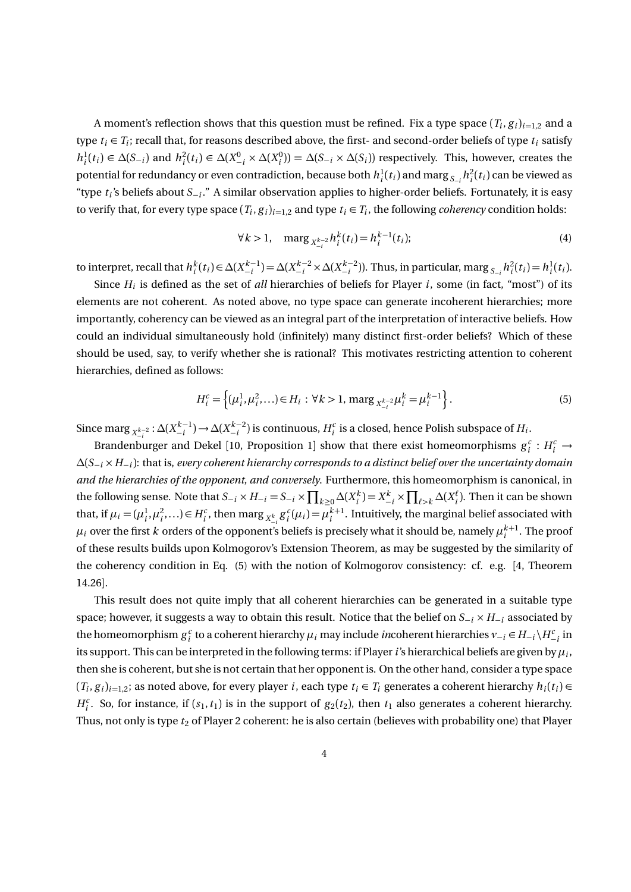A moment's reflection shows that this question must be refined. Fix a type space $(T_i, g_i)_{i=1,2}$ and a type $t_i \in T_i$; recall that, for reasons described above, the first- and second-order beliefs of type $t_i$ satisfy $h_i^1(t_i) \in \Delta(S_{-i})$ and $h_i^2(t_i) \in \Delta(X_{-i}^0 \times \Delta(X_i^0)) = \Delta(S_{-i} \times \Delta(S_i))$ respectively. This, however, creates the potential for redundancy or even contradiction, because both $h_i^1(t_i)$ and $\text{marg}_{S_{-i}} h_i^2(t_i)$ can be viewed as "type $t_i$'s beliefs about $S_{-i}$." A similar observation applies to higher-order beliefs. Fortunately, it is easy to verify that, for every type space $(T_i, g_i)_{i=1,2}$ and type $t_i \in T_i$, the following *coherency* condition holds:

$$\forall k > 1, \quad \text{marg}_{X_{-i}^{k-2}} h_i^k(t_i) = h_i^{k-1}(t_i); \tag{4}$$

to interpret, recall that $h_i^k(t_i) \in \Delta(X_{-i}^{k-1}) = \Delta(X_{-i}^{k-2} \times \Delta(X_{-i}^{k-2}))$. Thus, in particular, $\text{marg}_{S_{-i}} h_i^2(t_i) = h_i^1(t_i)$.

Since $H_i$ is defined as the set of *all* hierarchies of beliefs for Player $i$, some (in fact, "most") of its elements are not coherent. As noted above, no type space can generate incoherent hierarchies; more importantly, coherency can be viewed as an integral part of the interpretation of interactive beliefs. How could an individual simultaneously hold (infinitely) many distinct first-order beliefs? Which of these should be used, say, to verify whether she is rational? This motivates restricting attention to coherent hierarchies, defined as follows:

$$H_i^c = \left\{ (\mu_i^1, \mu_i^2, \ldots) \in H_i : \forall k > 1, \, \text{marg}_{X_{-i}^{k-2}} \mu_i^k = \mu_i^{k-1} \right\}. \tag{5}$$

Since $\text{marg}_{X_{-i}^{k-2}} : \Delta(X_{-i}^{k-1}) \to \Delta(X_{-i}^{k-2})$ is continuous, $H_i^c$ is a closed, hence Polish subspace of $H_i$.

Brandenburger and Dekel [10, Proposition 1] show that there exist homeomorphisms $g_i^c : H_i^c \to \Delta(S_{-i} \times H_{-i})$: that is, *every coherent hierarchy corresponds to a distinct belief over the uncertainty domain and the hierarchies of the opponent, and conversely.* Furthermore, this homeomorphism is canonical, in the following sense. Note that $S_{-i} \times H_{-i} = S_{-i} \times \prod_{k \geq 0} \Delta(X_i^k) = X_{-i}^k \times \prod_{\ell > k} \Delta(X_i^\ell)$. Then it can be shown that, if $\mu_i = (\mu_i^1, \mu_i^2, \ldots) \in H_i^c$, then $\text{marg}_{X_{-i}^k} g_i^c(\mu_i) = \mu_i^{k+1}$. Intuitively, the marginal belief associated with $\mu_i$ over the first $k$ orders of the opponent's beliefs is precisely what it should be, namely $\mu_i^{k+1}$. The proof of these results builds upon Kolmogorov's Extension Theorem, as may be suggested by the similarity of the coherency condition in Eq. (5) with the notion of Kolmogorov consistency: cf. e.g. [4, Theorem 14.26].

This result does not quite imply that all coherent hierarchies can be generated in a suitable type space; however, it suggests a way to obtain this result. Notice that the belief on $S_{-i} \times H_{-i}$ associated by the homeomorphism $g_i^c$ to a coherent hierarchy $\mu_i$ may include *in*coherent hierarchies $\nu_{-i} \in H_{-i} \setminus H_{-i}^c$ in its support. This can be interpreted in the following terms: if Player $i$'s hierarchical beliefs are given by $\mu_i$, then she is coherent, but she is not certain that her opponent is. On the other hand, consider a type space $(T_i, g_i)_{i=1,2}$; as noted above, for every player $i$, each type $t_i \in T_i$ generates a coherent hierarchy $h_i(t_i) \in H_i^c$. So, for instance, if $(s_1, t_1)$ is in the support of $g_2(t_2)$, then $t_1$ also generates a coherent hierarchy. Thus, not only is type $t_2$ of Player 2 coherent: he is also certain (believes with probability one) that Player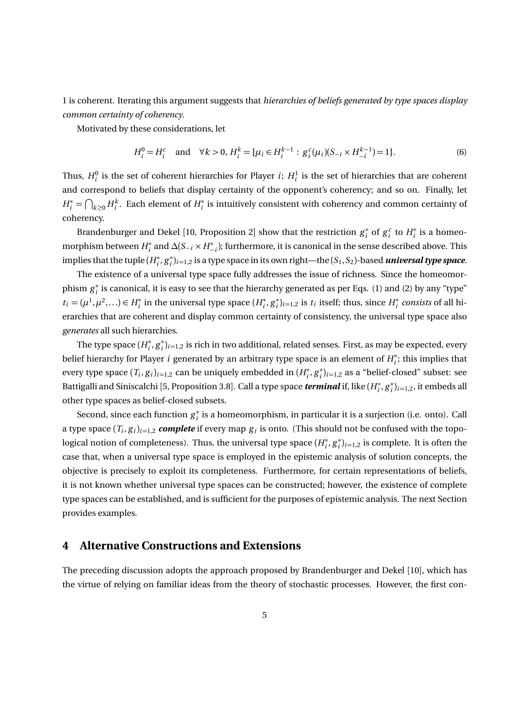1 is coherent. Iterating this argument suggests that *hierarchies of beliefs generated by type spaces display common certainty of coherency*.

Motivated by these considerations, let

$$H_i^0 = H_i^c \quad \text{and} \quad \forall k > 0,\ H_i^k = \{\mu_i \in H_i^{k-1} : g_i^c(\mu_i)(S_{-i} \times H_{-i}^{k-1}) = 1\}. \tag{6}$$

Thus, $H_i^0$ is the set of coherent hierarchies for Player $i$; $H_i^1$ is the set of hierarchies that are coherent and correspond to beliefs that display certainty of the opponent's coherency; and so on. Finally, let $H_i^* = \bigcap_{k \geq 0} H_i^k$. Each element of $H_i^*$ is intuitively consistent with coherency and common certainty of coherency.

Brandenburger and Dekel [10, Proposition 2] show that the restriction $g_i^*$ of $g_i^c$ to $H_i^*$ is a homeomorphism between $H_i^*$ and $\Delta(S_{-i} \times H_{-i}^*)$; furthermore, it is canonical in the sense described above. This implies that the tuple $(H_i^*, g_i^*)_{i=1,2}$ is a type space in its own right—the $(S_1, S_2)$-based ***universal type space***.

The existence of a universal type space fully addresses the issue of richness. Since the homeomorphism $g_i^*$ is canonical, it is easy to see that the hierarchy generated as per Eqs. (1) and (2) by any "type" $t_i = (\mu^1, \mu^2, \ldots) \in H_i^*$ in the universal type space $(H_i^*, g_i^*)_{i=1,2}$ is $t_i$ itself; thus, since $H_i^*$ *consists* of all hierarchies that are coherent and display common certainty of consistency, the universal type space also *generates* all such hierarchies.

The type space $(H_i^*, g_i^*)_{i=1,2}$ is rich in two additional, related senses. First, as may be expected, every belief hierarchy for Player $i$ generated by an arbitrary type space is an element of $H_i^*$; this implies that every type space $(T_i, g_i)_{i=1,2}$ can be uniquely embedded in $(H_i^*, g_i^*)_{i=1,2}$ as a "belief-closed" subset: see Battigalli and Siniscalchi [5, Proposition 3.8]. Call a type space ***terminal*** if, like $(H_i^*, g_i^*)_{i=1,2}$, it embeds all other type spaces as belief-closed subsets.

Second, since each function $g_i^*$ is a homeomorphism, in particular it is a surjection (i.e. onto). Call a type space $(T_i, g_i)_{i=1,2}$ ***complete*** if every map $g_i$ is onto. (This should not be confused with the topological notion of completeness). Thus, the universal type space $(H_i^*, g_i^*)_{i=1,2}$ is complete. It is often the case that, when a universal type space is employed in the epistemic analysis of solution concepts, the objective is precisely to exploit its completeness. Furthermore, for certain representations of beliefs, it is not known whether universal type spaces can be constructed; however, the existence of complete type spaces can be established, and is sufficient for the purposes of epistemic analysis. The next Section provides examples.

## 4 Alternative Constructions and Extensions

The preceding discussion adopts the approach proposed by Brandenburger and Dekel [10], which has the virtue of relying on familiar ideas from the theory of stochastic processes. However, the first con-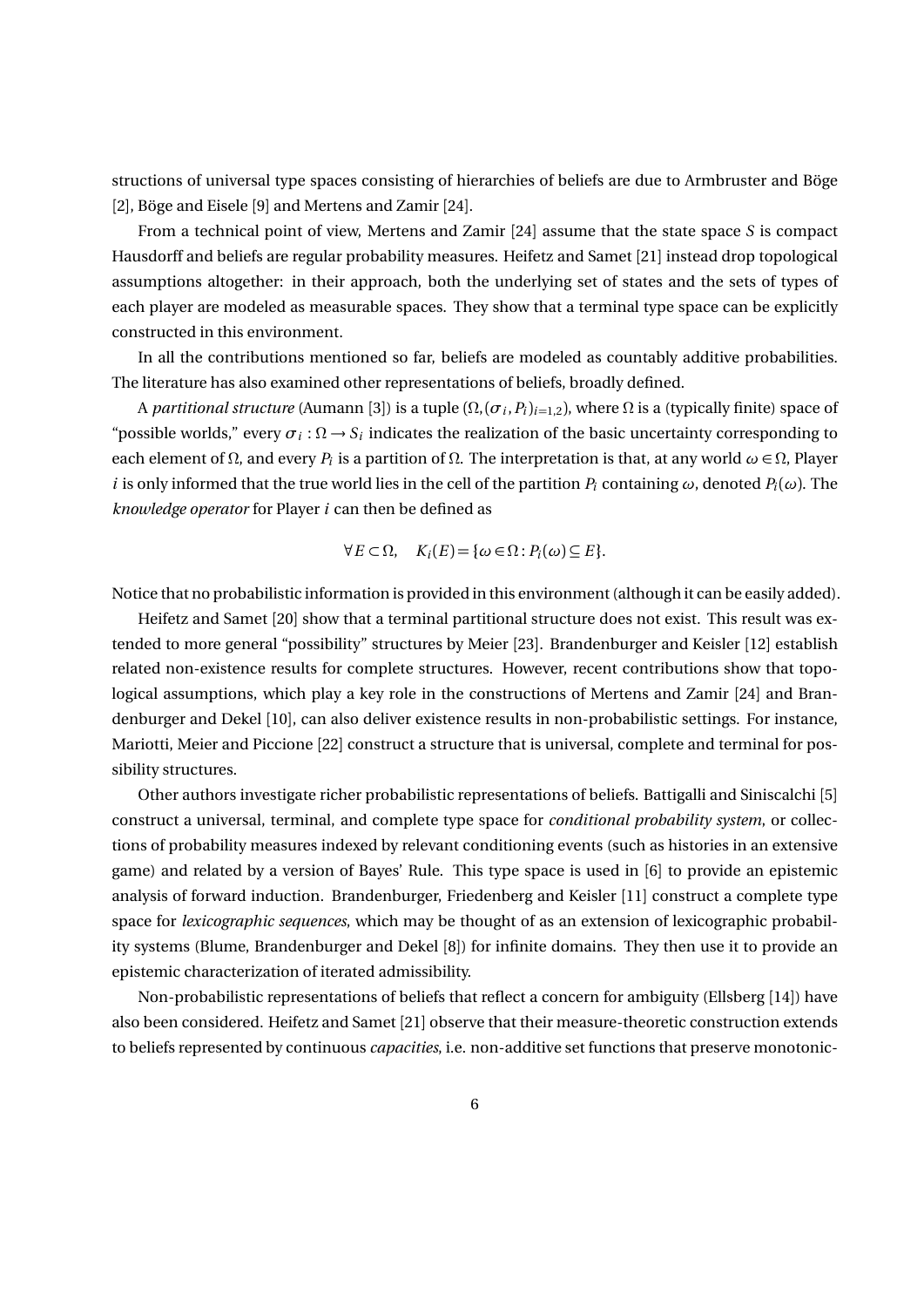structions of universal type spaces consisting of hierarchies of beliefs are due to Armbruster and Böge [2], Böge and Eisele [9] and Mertens and Zamir [24].

From a technical point of view, Mertens and Zamir [24] assume that the state space $S$ is compact Hausdorff and beliefs are regular probability measures. Heifetz and Samet [21] instead drop topological assumptions altogether: in their approach, both the underlying set of states and the sets of types of each player are modeled as measurable spaces. They show that a terminal type space can be explicitly constructed in this environment.

In all the contributions mentioned so far, beliefs are modeled as countably additive probabilities. The literature has also examined other representations of beliefs, broadly defined.

A *partitional structure* (Aumann [3]) is a tuple $(\Omega,(\sigma_i,P_i)_{i=1,2})$, where $\Omega$ is a (typically finite) space of "possible worlds," every $\sigma_i:\Omega\to S_i$ indicates the realization of the basic uncertainty corresponding to each element of $\Omega$, and every $P_i$ is a partition of $\Omega$. The interpretation is that, at any world $\omega\in\Omega$, Player $i$ is only informed that the true world lies in the cell of the partition $P_i$ containing $\omega$, denoted $P_i(\omega)$. The *knowledge operator* for Player $i$ can then be defined as

$$\forall E\subset\Omega,\quad K_i(E)=\{\omega\in\Omega: P_i(\omega)\subseteq E\}.$$

Notice that no probabilistic information is provided in this environment (although it can be easily added).

Heifetz and Samet [20] show that a terminal partitional structure does not exist. This result was extended to more general "possibility" structures by Meier [23]. Brandenburger and Keisler [12] establish related non-existence results for complete structures. However, recent contributions show that topological assumptions, which play a key role in the constructions of Mertens and Zamir [24] and Brandenburger and Dekel [10], can also deliver existence results in non-probabilistic settings. For instance, Mariotti, Meier and Piccione [22] construct a structure that is universal, complete and terminal for possibility structures.

Other authors investigate richer probabilistic representations of beliefs. Battigalli and Siniscalchi [5] construct a universal, terminal, and complete type space for *conditional probability system*, or collections of probability measures indexed by relevant conditioning events (such as histories in an extensive game) and related by a version of Bayes' Rule. This type space is used in [6] to provide an epistemic analysis of forward induction. Brandenburger, Friedenberg and Keisler [11] construct a complete type space for *lexicographic sequences*, which may be thought of as an extension of lexicographic probability systems (Blume, Brandenburger and Dekel [8]) for infinite domains. They then use it to provide an epistemic characterization of iterated admissibility.

Non-probabilistic representations of beliefs that reflect a concern for ambiguity (Ellsberg [14]) have also been considered. Heifetz and Samet [21] observe that their measure-theoretic construction extends to beliefs represented by continuous *capacities*, i.e. non-additive set functions that preserve monotonic-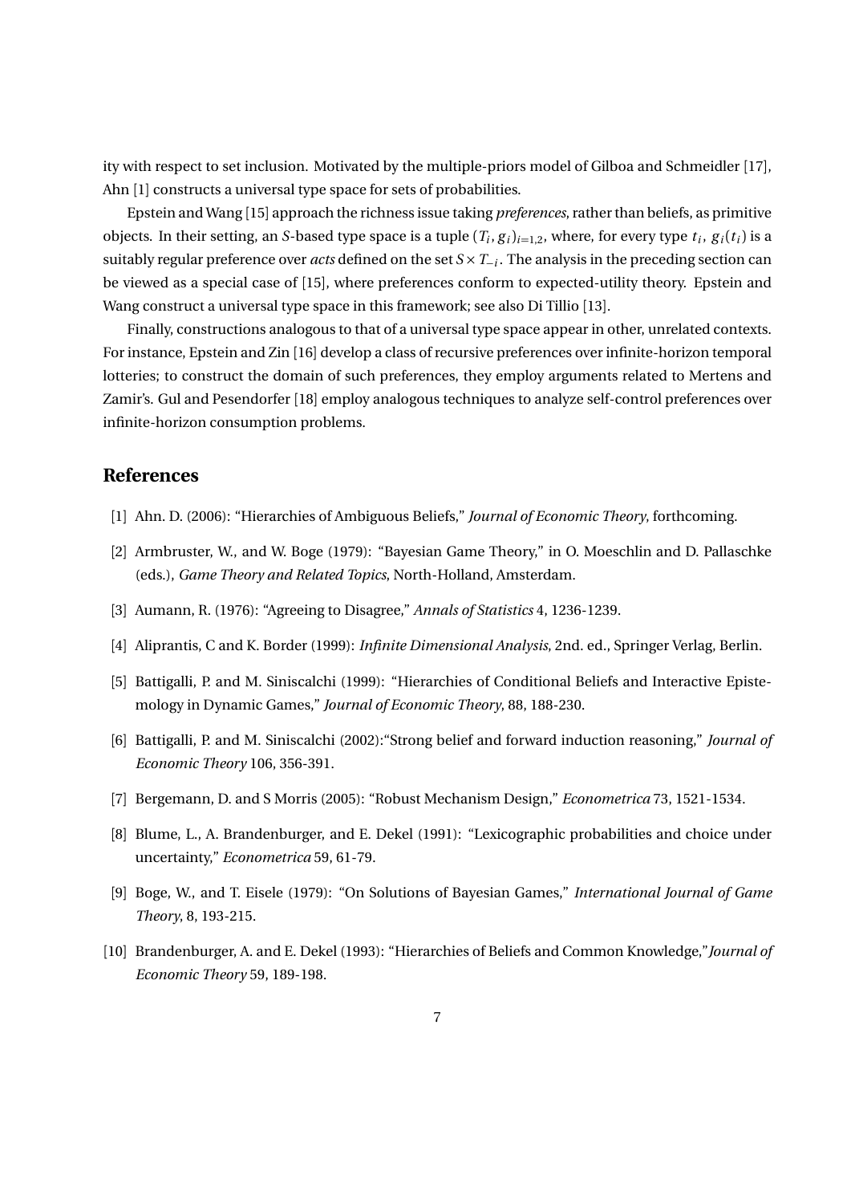ity with respect to set inclusion. Motivated by the multiple-priors model of Gilboa and Schmeidler [17], Ahn [1] constructs a universal type space for sets of probabilities.

Epstein and Wang [15] approach the richness issue taking *preferences*, rather than beliefs, as primitive objects. In their setting, an $S$-based type space is a tuple $(T_i, g_i)_{i=1,2}$, where, for every type $t_i$, $g_i(t_i)$ is a suitably regular preference over *acts* defined on the set $S \times T_{-i}$. The analysis in the preceding section can be viewed as a special case of [15], where preferences conform to expected-utility theory. Epstein and Wang construct a universal type space in this framework; see also Di Tillio [13].

Finally, constructions analogous to that of a universal type space appear in other, unrelated contexts. For instance, Epstein and Zin [16] develop a class of recursive preferences over infinite-horizon temporal lotteries; to construct the domain of such preferences, they employ arguments related to Mertens and Zamir's. Gul and Pesendorfer [18] employ analogous techniques to analyze self-control preferences over infinite-horizon consumption problems.

## References

[1] Ahn. D. (2006): "Hierarchies of Ambiguous Beliefs," *Journal of Economic Theory*, forthcoming.

[2] Armbruster, W., and W. Boge (1979): "Bayesian Game Theory," in O. Moeschlin and D. Pallaschke (eds.), *Game Theory and Related Topics*, North-Holland, Amsterdam.

[3] Aumann, R. (1976): "Agreeing to Disagree," *Annals of Statistics* 4, 1236-1239.

[4] Aliprantis, C and K. Border (1999): *Infinite Dimensional Analysis*, 2nd. ed., Springer Verlag, Berlin.

[5] Battigalli, P. and M. Siniscalchi (1999): "Hierarchies of Conditional Beliefs and Interactive Epistemology in Dynamic Games," *Journal of Economic Theory*, 88, 188-230.

[6] Battigalli, P. and M. Siniscalchi (2002):"Strong belief and forward induction reasoning," *Journal of Economic Theory* 106, 356-391.

[7] Bergemann, D. and S Morris (2005): "Robust Mechanism Design," *Econometrica* 73, 1521-1534.

[8] Blume, L., A. Brandenburger, and E. Dekel (1991): "Lexicographic probabilities and choice under uncertainty," *Econometrica* 59, 61-79.

[9] Boge, W., and T. Eisele (1979): "On Solutions of Bayesian Games," *International Journal of Game Theory*, 8, 193-215.

[10] Brandenburger, A. and E. Dekel (1993): "Hierarchies of Beliefs and Common Knowledge,"*Journal of Economic Theory* 59, 189-198.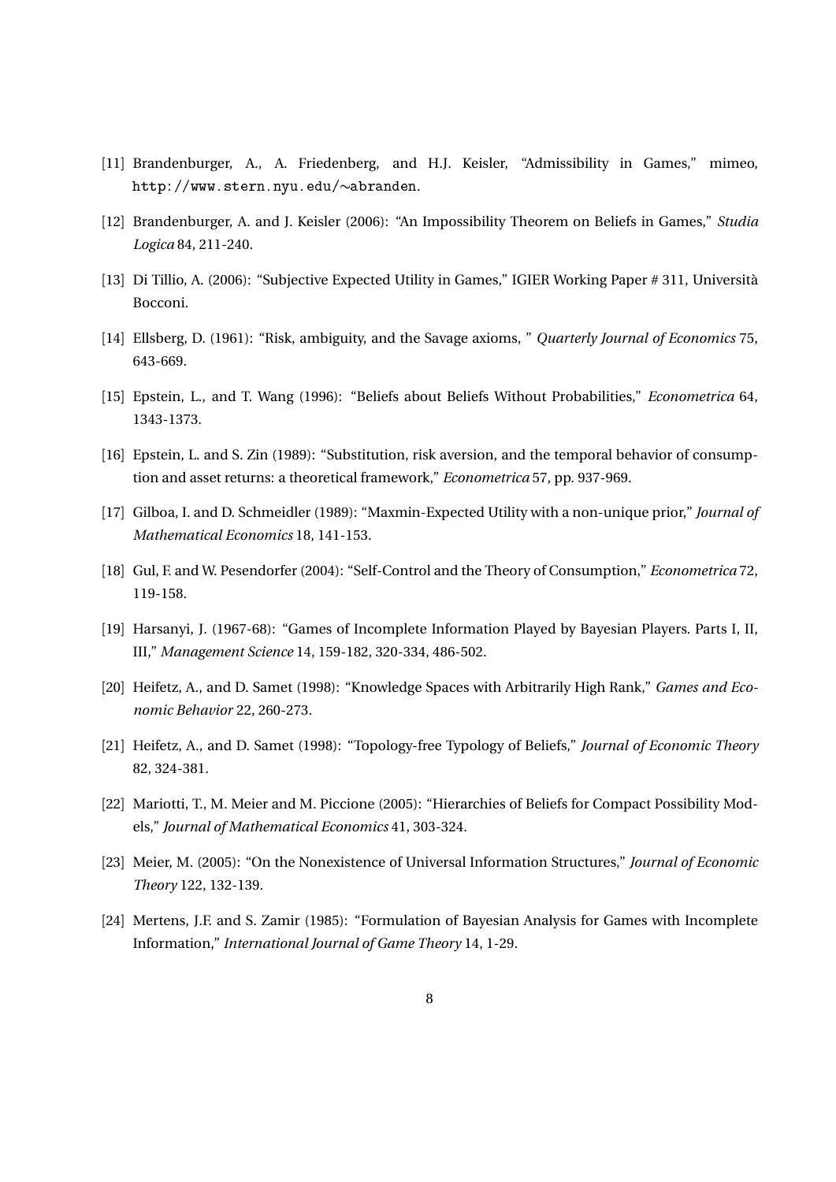[11] Brandenburger, A., A. Friedenberg, and H.J. Keisler, "Admissibility in Games," mimeo, http://www.stern.nyu.edu/∼abranden.

[12] Brandenburger, A. and J. Keisler (2006): "An Impossibility Theorem on Beliefs in Games," *Studia Logica* 84, 211-240.

[13] Di Tillio, A. (2006): "Subjective Expected Utility in Games," IGIER Working Paper # 311, Università Bocconi.

[14] Ellsberg, D. (1961): "Risk, ambiguity, and the Savage axioms, " *Quarterly Journal of Economics* 75, 643-669.

[15] Epstein, L., and T. Wang (1996): "Beliefs about Beliefs Without Probabilities," *Econometrica* 64, 1343-1373.

[16] Epstein, L. and S. Zin (1989): "Substitution, risk aversion, and the temporal behavior of consumption and asset returns: a theoretical framework," *Econometrica* 57, pp. 937-969.

[17] Gilboa, I. and D. Schmeidler (1989): "Maxmin-Expected Utility with a non-unique prior," *Journal of Mathematical Economics* 18, 141-153.

[18] Gul, F. and W. Pesendorfer (2004): "Self-Control and the Theory of Consumption," *Econometrica* 72, 119-158.

[19] Harsanyi, J. (1967-68): "Games of Incomplete Information Played by Bayesian Players. Parts I, II, III," *Management Science* 14, 159-182, 320-334, 486-502.

[20] Heifetz, A., and D. Samet (1998): "Knowledge Spaces with Arbitrarily High Rank," *Games and Economic Behavior* 22, 260-273.

[21] Heifetz, A., and D. Samet (1998): "Topology-free Typology of Beliefs," *Journal of Economic Theory* 82, 324-381.

[22] Mariotti, T., M. Meier and M. Piccione (2005): "Hierarchies of Beliefs for Compact Possibility Models," *Journal of Mathematical Economics* 41, 303-324.

[23] Meier, M. (2005): "On the Nonexistence of Universal Information Structures," *Journal of Economic Theory* 122, 132-139.

[24] Mertens, J.F. and S. Zamir (1985): "Formulation of Bayesian Analysis for Games with Incomplete Information," *International Journal of Game Theory* 14, 1-29.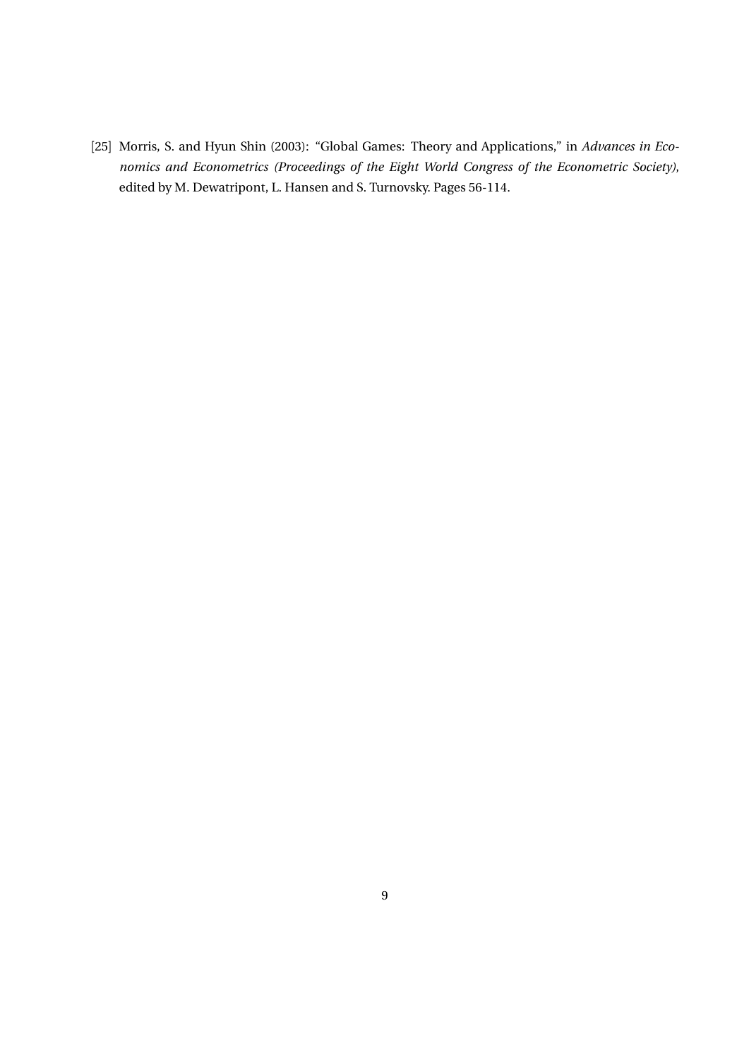[25] Morris, S. and Hyun Shin (2003): "Global Games: Theory and Applications," in *Advances in Economics and Econometrics (Proceedings of the Eight World Congress of the Econometric Society)*, edited by M. Dewatripont, L. Hansen and S. Turnovsky. Pages 56-114.